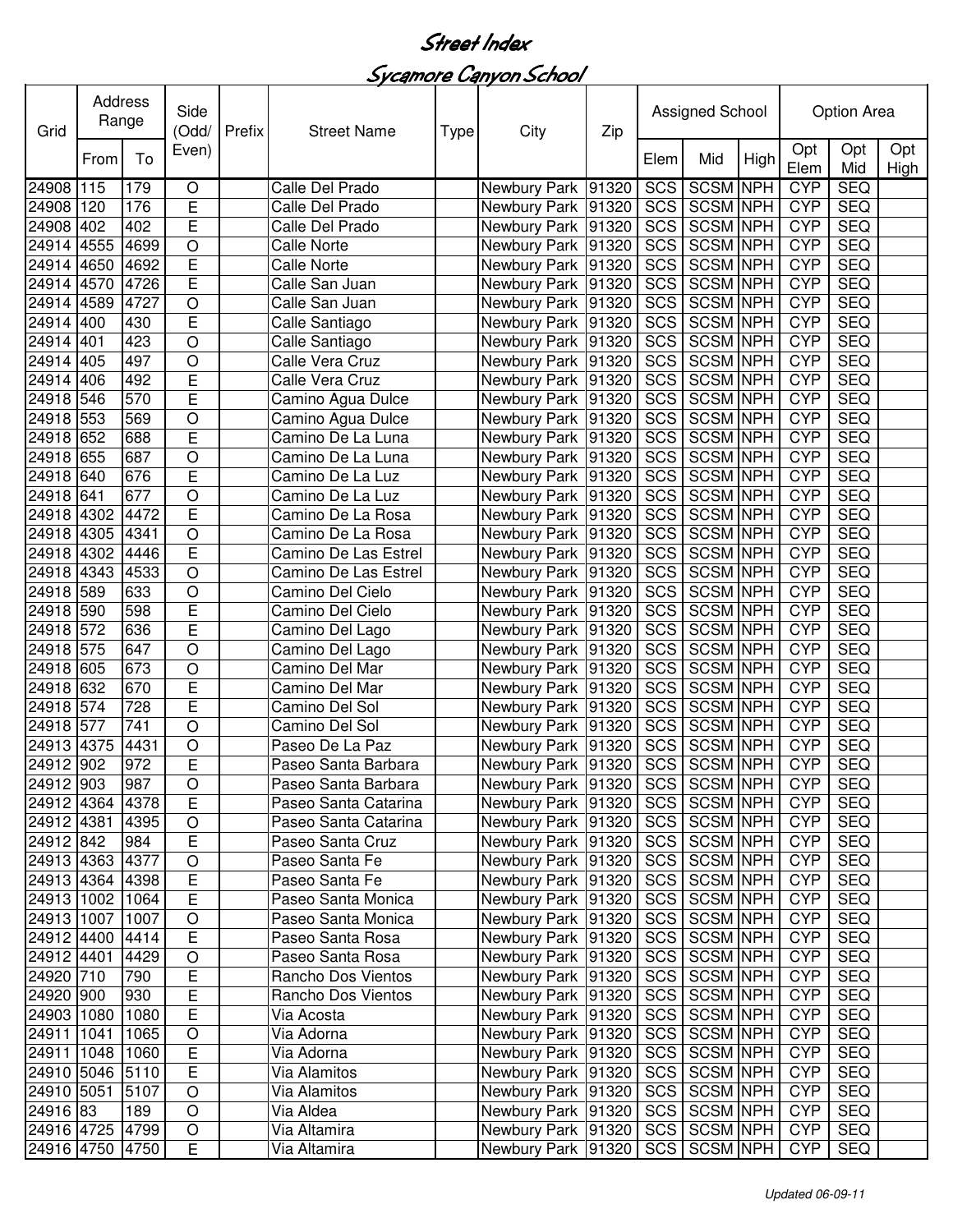# Street Index

## Sycamore Canyon School

| Grid | Address Range | | Side (Odd/ Even) | Prefix | Street Name | Type | City | Zip | Assigned School | | | Option Area | | |
|---|---|---|---|---|---|---|---|---|---|---|---|---|---|---|
| | From | To | | | | | | | Elem | Mid | High | Opt Elem | Opt Mid | Opt High |
| 24908 | 115 | 179 | O | | Calle Del Prado | | Newbury Park | 91320 | SCS | SCSM | NPH | CYP | SEQ | |
| 24908 | 120 | 176 | E | | Calle Del Prado | | Newbury Park | 91320 | SCS | SCSM | NPH | CYP | SEQ | |
| 24908 | 402 | 402 | E | | Calle Del Prado | | Newbury Park | 91320 | SCS | SCSM | NPH | CYP | SEQ | |
| 24914 | 4555 | 4699 | O | | Calle Norte | | Newbury Park | 91320 | SCS | SCSM | NPH | CYP | SEQ | |
| 24914 | 4650 | 4692 | E | | Calle Norte | | Newbury Park | 91320 | SCS | SCSM | NPH | CYP | SEQ | |
| 24914 | 4570 | 4726 | E | | Calle San Juan | | Newbury Park | 91320 | SCS | SCSM | NPH | CYP | SEQ | |
| 24914 | 4589 | 4727 | O | | Calle San Juan | | Newbury Park | 91320 | SCS | SCSM | NPH | CYP | SEQ | |
| 24914 | 400 | 430 | E | | Calle Santiago | | Newbury Park | 91320 | SCS | SCSM | NPH | CYP | SEQ | |
| 24914 | 401 | 423 | O | | Calle Santiago | | Newbury Park | 91320 | SCS | SCSM | NPH | CYP | SEQ | |
| 24914 | 405 | 497 | O | | Calle Vera Cruz | | Newbury Park | 91320 | SCS | SCSM | NPH | CYP | SEQ | |
| 24914 | 406 | 492 | E | | Calle Vera Cruz | | Newbury Park | 91320 | SCS | SCSM | NPH | CYP | SEQ | |
| 24918 | 546 | 570 | E | | Camino Agua Dulce | | Newbury Park | 91320 | SCS | SCSM | NPH | CYP | SEQ | |
| 24918 | 553 | 569 | O | | Camino Agua Dulce | | Newbury Park | 91320 | SCS | SCSM | NPH | CYP | SEQ | |
| 24918 | 652 | 688 | E | | Camino De La Luna | | Newbury Park | 91320 | SCS | SCSM | NPH | CYP | SEQ | |
| 24918 | 655 | 687 | O | | Camino De La Luna | | Newbury Park | 91320 | SCS | SCSM | NPH | CYP | SEQ | |
| 24918 | 640 | 676 | E | | Camino De La Luz | | Newbury Park | 91320 | SCS | SCSM | NPH | CYP | SEQ | |
| 24918 | 641 | 677 | O | | Camino De La Luz | | Newbury Park | 91320 | SCS | SCSM | NPH | CYP | SEQ | |
| 24918 | 4302 | 4472 | E | | Camino De La Rosa | | Newbury Park | 91320 | SCS | SCSM | NPH | CYP | SEQ | |
| 24918 | 4305 | 4341 | O | | Camino De La Rosa | | Newbury Park | 91320 | SCS | SCSM | NPH | CYP | SEQ | |
| 24918 | 4302 | 4446 | E | | Camino De Las Estrel | | Newbury Park | 91320 | SCS | SCSM | NPH | CYP | SEQ | |
| 24918 | 4343 | 4533 | O | | Camino De Las Estrel | | Newbury Park | 91320 | SCS | SCSM | NPH | CYP | SEQ | |
| 24918 | 589 | 633 | O | | Camino Del Cielo | | Newbury Park | 91320 | SCS | SCSM | NPH | CYP | SEQ | |
| 24918 | 590 | 598 | E | | Camino Del Cielo | | Newbury Park | 91320 | SCS | SCSM | NPH | CYP | SEQ | |
| 24918 | 572 | 636 | E | | Camino Del Lago | | Newbury Park | 91320 | SCS | SCSM | NPH | CYP | SEQ | |
| 24918 | 575 | 647 | O | | Camino Del Lago | | Newbury Park | 91320 | SCS | SCSM | NPH | CYP | SEQ | |
| 24918 | 605 | 673 | O | | Camino Del Mar | | Newbury Park | 91320 | SCS | SCSM | NPH | CYP | SEQ | |
| 24918 | 632 | 670 | E | | Camino Del Mar | | Newbury Park | 91320 | SCS | SCSM | NPH | CYP | SEQ | |
| 24918 | 574 | 728 | E | | Camino Del Sol | | Newbury Park | 91320 | SCS | SCSM | NPH | CYP | SEQ | |
| 24918 | 577 | 741 | O | | Camino Del Sol | | Newbury Park | 91320 | SCS | SCSM | NPH | CYP | SEQ | |
| 24913 | 4375 | 4431 | O | | Paseo De La Paz | | Newbury Park | 91320 | SCS | SCSM | NPH | CYP | SEQ | |
| 24912 | 902 | 972 | E | | Paseo Santa Barbara | | Newbury Park | 91320 | SCS | SCSM | NPH | CYP | SEQ | |
| 24912 | 903 | 987 | O | | Paseo Santa Barbara | | Newbury Park | 91320 | SCS | SCSM | NPH | CYP | SEQ | |
| 24912 | 4364 | 4378 | E | | Paseo Santa Catarina | | Newbury Park | 91320 | SCS | SCSM | NPH | CYP | SEQ | |
| 24912 | 4381 | 4395 | O | | Paseo Santa Catarina | | Newbury Park | 91320 | SCS | SCSM | NPH | CYP | SEQ | |
| 24912 | 842 | 984 | E | | Paseo Santa Cruz | | Newbury Park | 91320 | SCS | SCSM | NPH | CYP | SEQ | |
| 24913 | 4363 | 4377 | O | | Paseo Santa Fe | | Newbury Park | 91320 | SCS | SCSM | NPH | CYP | SEQ | |
| 24913 | 4364 | 4398 | E | | Paseo Santa Fe | | Newbury Park | 91320 | SCS | SCSM | NPH | CYP | SEQ | |
| 24913 | 1002 | 1064 | E | | Paseo Santa Monica | | Newbury Park | 91320 | SCS | SCSM | NPH | CYP | SEQ | |
| 24913 | 1007 | 1007 | O | | Paseo Santa Monica | | Newbury Park | 91320 | SCS | SCSM | NPH | CYP | SEQ | |
| 24912 | 4400 | 4414 | E | | Paseo Santa Rosa | | Newbury Park | 91320 | SCS | SCSM | NPH | CYP | SEQ | |
| 24912 | 4401 | 4429 | O | | Paseo Santa Rosa | | Newbury Park | 91320 | SCS | SCSM | NPH | CYP | SEQ | |
| 24920 | 710 | 790 | E | | Rancho Dos Vientos | | Newbury Park | 91320 | SCS | SCSM | NPH | CYP | SEQ | |
| 24920 | 900 | 930 | E | | Rancho Dos Vientos | | Newbury Park | 91320 | SCS | SCSM | NPH | CYP | SEQ | |
| 24903 | 1080 | 1080 | E | | Via Acosta | | Newbury Park | 91320 | SCS | SCSM | NPH | CYP | SEQ | |
| 24911 | 1041 | 1065 | O | | Via Adorna | | Newbury Park | 91320 | SCS | SCSM | NPH | CYP | SEQ | |
| 24911 | 1048 | 1060 | E | | Via Adorna | | Newbury Park | 91320 | SCS | SCSM | NPH | CYP | SEQ | |
| 24910 | 5046 | 5110 | E | | Via Alamitos | | Newbury Park | 91320 | SCS | SCSM | NPH | CYP | SEQ | |
| 24910 | 5051 | 5107 | O | | Via Alamitos | | Newbury Park | 91320 | SCS | SCSM | NPH | CYP | SEQ | |
| 24916 | 83 | 189 | O | | Via Aldea | | Newbury Park | 91320 | SCS | SCSM | NPH | CYP | SEQ | |
| 24916 | 4725 | 4799 | O | | Via Altamira | | Newbury Park | 91320 | SCS | SCSM | NPH | CYP | SEQ | |
| 24916 | 4750 | 4750 | E | | Via Altamira | | Newbury Park | 91320 | SCS | SCSM | NPH | CYP | SEQ | |

*Updated 06-09-11*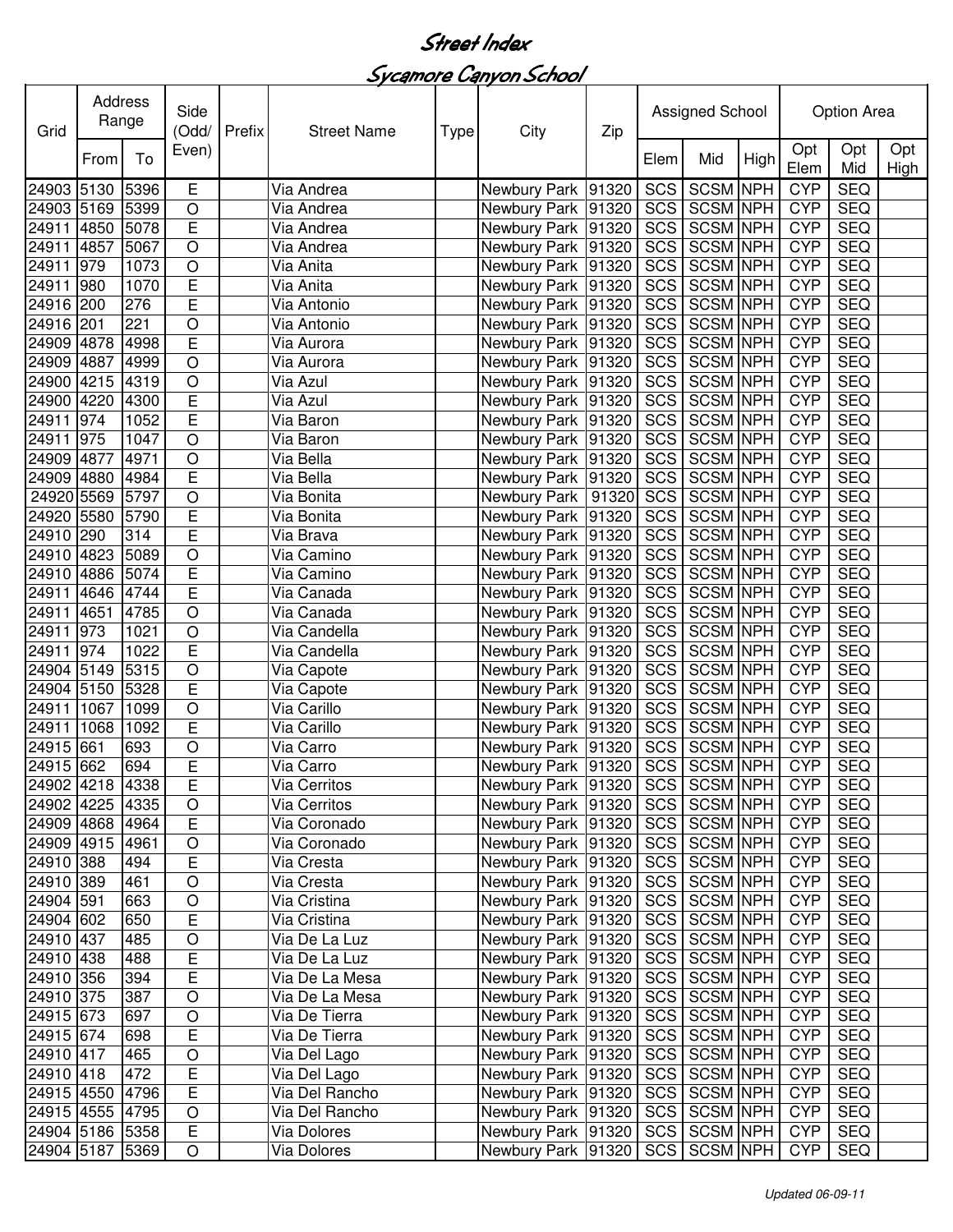# Street Index

## Sycamore Canyon School

| Grid | Address Range | | Side (Odd/ Even) | Prefix | Street Name | Type | City | Zip | Assigned School | | | Option Area | | |
|---|---|---|---|---|---|---|---|---|---|---|---|---|---|---|
| | From | To | | | | | | | Elem | Mid | High | Opt Elem | Opt Mid | Opt High |
| 24903 | 5130 | 5396 | E | | Via Andrea | | Newbury Park | 91320 | SCS | SCSM | NPH | CYP | SEQ | |
| 24903 | 5169 | 5399 | O | | Via Andrea | | Newbury Park | 91320 | SCS | SCSM | NPH | CYP | SEQ | |
| 24911 | 4850 | 5078 | E | | Via Andrea | | Newbury Park | 91320 | SCS | SCSM | NPH | CYP | SEQ | |
| 24911 | 4857 | 5067 | O | | Via Andrea | | Newbury Park | 91320 | SCS | SCSM | NPH | CYP | SEQ | |
| 24911 | 979 | 1073 | O | | Via Anita | | Newbury Park | 91320 | SCS | SCSM | NPH | CYP | SEQ | |
| 24911 | 980 | 1070 | E | | Via Anita | | Newbury Park | 91320 | SCS | SCSM | NPH | CYP | SEQ | |
| 24916 | 200 | 276 | E | | Via Antonio | | Newbury Park | 91320 | SCS | SCSM | NPH | CYP | SEQ | |
| 24916 | 201 | 221 | O | | Via Antonio | | Newbury Park | 91320 | SCS | SCSM | NPH | CYP | SEQ | |
| 24909 | 4878 | 4998 | E | | Via Aurora | | Newbury Park | 91320 | SCS | SCSM | NPH | CYP | SEQ | |
| 24909 | 4887 | 4999 | O | | Via Aurora | | Newbury Park | 91320 | SCS | SCSM | NPH | CYP | SEQ | |
| 24900 | 4215 | 4319 | O | | Via Azul | | Newbury Park | 91320 | SCS | SCSM | NPH | CYP | SEQ | |
| 24900 | 4220 | 4300 | E | | Via Azul | | Newbury Park | 91320 | SCS | SCSM | NPH | CYP | SEQ | |
| 24911 | 974 | 1052 | E | | Via Baron | | Newbury Park | 91320 | SCS | SCSM | NPH | CYP | SEQ | |
| 24911 | 975 | 1047 | O | | Via Baron | | Newbury Park | 91320 | SCS | SCSM | NPH | CYP | SEQ | |
| 24909 | 4877 | 4971 | O | | Via Bella | | Newbury Park | 91320 | SCS | SCSM | NPH | CYP | SEQ | |
| 24909 | 4880 | 4984 | E | | Via Bella | | Newbury Park | 91320 | SCS | SCSM | NPH | CYP | SEQ | |
| 24920 | 5569 | 5797 | O | | Via Bonita | | Newbury Park | 91320 | SCS | SCSM | NPH | CYP | SEQ | |
| 24920 | 5580 | 5790 | E | | Via Bonita | | Newbury Park | 91320 | SCS | SCSM | NPH | CYP | SEQ | |
| 24910 | 290 | 314 | E | | Via Brava | | Newbury Park | 91320 | SCS | SCSM | NPH | CYP | SEQ | |
| 24910 | 4823 | 5089 | O | | Via Camino | | Newbury Park | 91320 | SCS | SCSM | NPH | CYP | SEQ | |
| 24910 | 4886 | 5074 | E | | Via Camino | | Newbury Park | 91320 | SCS | SCSM | NPH | CYP | SEQ | |
| 24911 | 4646 | 4744 | E | | Via Canada | | Newbury Park | 91320 | SCS | SCSM | NPH | CYP | SEQ | |
| 24911 | 4651 | 4785 | O | | Via Canada | | Newbury Park | 91320 | SCS | SCSM | NPH | CYP | SEQ | |
| 24911 | 973 | 1021 | O | | Via Candella | | Newbury Park | 91320 | SCS | SCSM | NPH | CYP | SEQ | |
| 24911 | 974 | 1022 | E | | Via Candella | | Newbury Park | 91320 | SCS | SCSM | NPH | CYP | SEQ | |
| 24904 | 5149 | 5315 | O | | Via Capote | | Newbury Park | 91320 | SCS | SCSM | NPH | CYP | SEQ | |
| 24904 | 5150 | 5328 | E | | Via Capote | | Newbury Park | 91320 | SCS | SCSM | NPH | CYP | SEQ | |
| 24911 | 1067 | 1099 | O | | Via Carillo | | Newbury Park | 91320 | SCS | SCSM | NPH | CYP | SEQ | |
| 24911 | 1068 | 1092 | E | | Via Carillo | | Newbury Park | 91320 | SCS | SCSM | NPH | CYP | SEQ | |
| 24915 | 661 | 693 | O | | Via Carro | | Newbury Park | 91320 | SCS | SCSM | NPH | CYP | SEQ | |
| 24915 | 662 | 694 | E | | Via Carro | | Newbury Park | 91320 | SCS | SCSM | NPH | CYP | SEQ | |
| 24902 | 4218 | 4338 | E | | Via Cerritos | | Newbury Park | 91320 | SCS | SCSM | NPH | CYP | SEQ | |
| 24902 | 4225 | 4335 | O | | Via Cerritos | | Newbury Park | 91320 | SCS | SCSM | NPH | CYP | SEQ | |
| 24909 | 4868 | 4964 | E | | Via Coronado | | Newbury Park | 91320 | SCS | SCSM | NPH | CYP | SEQ | |
| 24909 | 4915 | 4961 | O | | Via Coronado | | Newbury Park | 91320 | SCS | SCSM | NPH | CYP | SEQ | |
| 24910 | 388 | 494 | E | | Via Cresta | | Newbury Park | 91320 | SCS | SCSM | NPH | CYP | SEQ | |
| 24910 | 389 | 461 | O | | Via Cresta | | Newbury Park | 91320 | SCS | SCSM | NPH | CYP | SEQ | |
| 24904 | 591 | 663 | O | | Via Cristina | | Newbury Park | 91320 | SCS | SCSM | NPH | CYP | SEQ | |
| 24904 | 602 | 650 | E | | Via Cristina | | Newbury Park | 91320 | SCS | SCSM | NPH | CYP | SEQ | |
| 24910 | 437 | 485 | O | | Via De La Luz | | Newbury Park | 91320 | SCS | SCSM | NPH | CYP | SEQ | |
| 24910 | 438 | 488 | E | | Via De La Luz | | Newbury Park | 91320 | SCS | SCSM | NPH | CYP | SEQ | |
| 24910 | 356 | 394 | E | | Via De La Mesa | | Newbury Park | 91320 | SCS | SCSM | NPH | CYP | SEQ | |
| 24910 | 375 | 387 | O | | Via De La Mesa | | Newbury Park | 91320 | SCS | SCSM | NPH | CYP | SEQ | |
| 24915 | 673 | 697 | O | | Via De Tierra | | Newbury Park | 91320 | SCS | SCSM | NPH | CYP | SEQ | |
| 24915 | 674 | 698 | E | | Via De Tierra | | Newbury Park | 91320 | SCS | SCSM | NPH | CYP | SEQ | |
| 24910 | 417 | 465 | O | | Via Del Lago | | Newbury Park | 91320 | SCS | SCSM | NPH | CYP | SEQ | |
| 24910 | 418 | 472 | E | | Via Del Lago | | Newbury Park | 91320 | SCS | SCSM | NPH | CYP | SEQ | |
| 24915 | 4550 | 4796 | E | | Via Del Rancho | | Newbury Park | 91320 | SCS | SCSM | NPH | CYP | SEQ | |
| 24915 | 4555 | 4795 | O | | Via Del Rancho | | Newbury Park | 91320 | SCS | SCSM | NPH | CYP | SEQ | |
| 24904 | 5186 | 5358 | E | | Via Dolores | | Newbury Park | 91320 | SCS | SCSM | NPH | CYP | SEQ | |
| 24904 | 5187 | 5369 | O | | Via Dolores | | Newbury Park | 91320 | SCS | SCSM | NPH | CYP | SEQ | |

*Updated 06-09-11*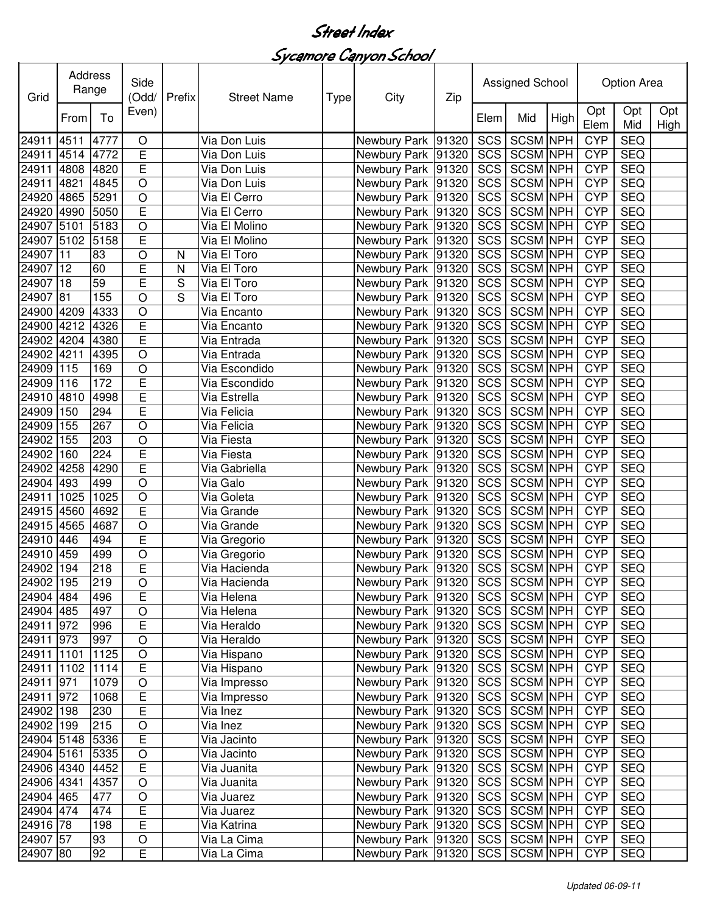# Street Index

## Sycamore Canyon School

| Grid | Address Range | | Side (Odd/ Even) | Prefix | Street Name | Type | City | Zip | Assigned School | | | Option Area | | |
|---|---|---|---|---|---|---|---|---|---|---|---|---|---|---|
| | From | To | | | | | | | Elem | Mid | High | Opt Elem | Opt Mid | Opt High |
| 24911 | 4511 | 4777 | O | | Via Don Luis | | Newbury Park | 91320 | SCS | SCSM | NPH | CYP | SEQ | |
| 24911 | 4514 | 4772 | E | | Via Don Luis | | Newbury Park | 91320 | SCS | SCSM | NPH | CYP | SEQ | |
| 24911 | 4808 | 4820 | E | | Via Don Luis | | Newbury Park | 91320 | SCS | SCSM | NPH | CYP | SEQ | |
| 24911 | 4821 | 4845 | O | | Via Don Luis | | Newbury Park | 91320 | SCS | SCSM | NPH | CYP | SEQ | |
| 24920 | 4865 | 5291 | O | | Via El Cerro | | Newbury Park | 91320 | SCS | SCSM | NPH | CYP | SEQ | |
| 24920 | 4990 | 5050 | E | | Via El Cerro | | Newbury Park | 91320 | SCS | SCSM | NPH | CYP | SEQ | |
| 24907 | 5101 | 5183 | O | | Via El Molino | | Newbury Park | 91320 | SCS | SCSM | NPH | CYP | SEQ | |
| 24907 | 5102 | 5158 | E | | Via El Molino | | Newbury Park | 91320 | SCS | SCSM | NPH | CYP | SEQ | |
| 24907 | 11 | 83 | O | N | Via El Toro | | Newbury Park | 91320 | SCS | SCSM | NPH | CYP | SEQ | |
| 24907 | 12 | 60 | E | N | Via El Toro | | Newbury Park | 91320 | SCS | SCSM | NPH | CYP | SEQ | |
| 24907 | 18 | 59 | E | S | Via El Toro | | Newbury Park | 91320 | SCS | SCSM | NPH | CYP | SEQ | |
| 24907 | 81 | 155 | O | S | Via El Toro | | Newbury Park | 91320 | SCS | SCSM | NPH | CYP | SEQ | |
| 24900 | 4209 | 4333 | O | | Via Encanto | | Newbury Park | 91320 | SCS | SCSM | NPH | CYP | SEQ | |
| 24900 | 4212 | 4326 | E | | Via Encanto | | Newbury Park | 91320 | SCS | SCSM | NPH | CYP | SEQ | |
| 24902 | 4204 | 4380 | E | | Via Entrada | | Newbury Park | 91320 | SCS | SCSM | NPH | CYP | SEQ | |
| 24902 | 4211 | 4395 | O | | Via Entrada | | Newbury Park | 91320 | SCS | SCSM | NPH | CYP | SEQ | |
| 24909 | 115 | 169 | O | | Via Escondido | | Newbury Park | 91320 | SCS | SCSM | NPH | CYP | SEQ | |
| 24909 | 116 | 172 | E | | Via Escondido | | Newbury Park | 91320 | SCS | SCSM | NPH | CYP | SEQ | |
| 24910 | 4810 | 4998 | E | | Via Estrella | | Newbury Park | 91320 | SCS | SCSM | NPH | CYP | SEQ | |
| 24909 | 150 | 294 | E | | Via Felicia | | Newbury Park | 91320 | SCS | SCSM | NPH | CYP | SEQ | |
| 24909 | 155 | 267 | O | | Via Felicia | | Newbury Park | 91320 | SCS | SCSM | NPH | CYP | SEQ | |
| 24902 | 155 | 203 | O | | Via Fiesta | | Newbury Park | 91320 | SCS | SCSM | NPH | CYP | SEQ | |
| 24902 | 160 | 224 | E | | Via Fiesta | | Newbury Park | 91320 | SCS | SCSM | NPH | CYP | SEQ | |
| 24902 | 4258 | 4290 | E | | Via Gabriella | | Newbury Park | 91320 | SCS | SCSM | NPH | CYP | SEQ | |
| 24904 | 493 | 499 | O | | Via Galo | | Newbury Park | 91320 | SCS | SCSM | NPH | CYP | SEQ | |
| 24911 | 1025 | 1025 | O | | Via Goleta | | Newbury Park | 91320 | SCS | SCSM | NPH | CYP | SEQ | |
| 24915 | 4560 | 4692 | E | | Via Grande | | Newbury Park | 91320 | SCS | SCSM | NPH | CYP | SEQ | |
| 24915 | 4565 | 4687 | O | | Via Grande | | Newbury Park | 91320 | SCS | SCSM | NPH | CYP | SEQ | |
| 24910 | 446 | 494 | E | | Via Gregorio | | Newbury Park | 91320 | SCS | SCSM | NPH | CYP | SEQ | |
| 24910 | 459 | 499 | O | | Via Gregorio | | Newbury Park | 91320 | SCS | SCSM | NPH | CYP | SEQ | |
| 24902 | 194 | 218 | E | | Via Hacienda | | Newbury Park | 91320 | SCS | SCSM | NPH | CYP | SEQ | |
| 24902 | 195 | 219 | O | | Via Hacienda | | Newbury Park | 91320 | SCS | SCSM | NPH | CYP | SEQ | |
| 24904 | 484 | 496 | E | | Via Helena | | Newbury Park | 91320 | SCS | SCSM | NPH | CYP | SEQ | |
| 24904 | 485 | 497 | O | | Via Helena | | Newbury Park | 91320 | SCS | SCSM | NPH | CYP | SEQ | |
| 24911 | 972 | 996 | E | | Via Heraldo | | Newbury Park | 91320 | SCS | SCSM | NPH | CYP | SEQ | |
| 24911 | 973 | 997 | O | | Via Heraldo | | Newbury Park | 91320 | SCS | SCSM | NPH | CYP | SEQ | |
| 24911 | 1101 | 1125 | O | | Via Hispano | | Newbury Park | 91320 | SCS | SCSM | NPH | CYP | SEQ | |
| 24911 | 1102 | 1114 | E | | Via Hispano | | Newbury Park | 91320 | SCS | SCSM | NPH | CYP | SEQ | |
| 24911 | 971 | 1079 | O | | Via Impresso | | Newbury Park | 91320 | SCS | SCSM | NPH | CYP | SEQ | |
| 24911 | 972 | 1068 | E | | Via Impresso | | Newbury Park | 91320 | SCS | SCSM | NPH | CYP | SEQ | |
| 24902 | 198 | 230 | E | | Via Inez | | Newbury Park | 91320 | SCS | SCSM | NPH | CYP | SEQ | |
| 24902 | 199 | 215 | O | | Via Inez | | Newbury Park | 91320 | SCS | SCSM | NPH | CYP | SEQ | |
| 24904 | 5148 | 5336 | E | | Via Jacinto | | Newbury Park | 91320 | SCS | SCSM | NPH | CYP | SEQ | |
| 24904 | 5161 | 5335 | O | | Via Jacinto | | Newbury Park | 91320 | SCS | SCSM | NPH | CYP | SEQ | |
| 24906 | 4340 | 4452 | E | | Via Juanita | | Newbury Park | 91320 | SCS | SCSM | NPH | CYP | SEQ | |
| 24906 | 4341 | 4357 | O | | Via Juanita | | Newbury Park | 91320 | SCS | SCSM | NPH | CYP | SEQ | |
| 24904 | 465 | 477 | O | | Via Juarez | | Newbury Park | 91320 | SCS | SCSM | NPH | CYP | SEQ | |
| 24904 | 474 | 474 | E | | Via Juarez | | Newbury Park | 91320 | SCS | SCSM | NPH | CYP | SEQ | |
| 24916 | 78 | 198 | E | | Via Katrina | | Newbury Park | 91320 | SCS | SCSM | NPH | CYP | SEQ | |
| 24907 | 57 | 93 | O | | Via La Cima | | Newbury Park | 91320 | SCS | SCSM | NPH | CYP | SEQ | |
| 24907 | 80 | 92 | E | | Via La Cima | | Newbury Park | 91320 | SCS | SCSM | NPH | CYP | SEQ | |

*Updated 06-09-11*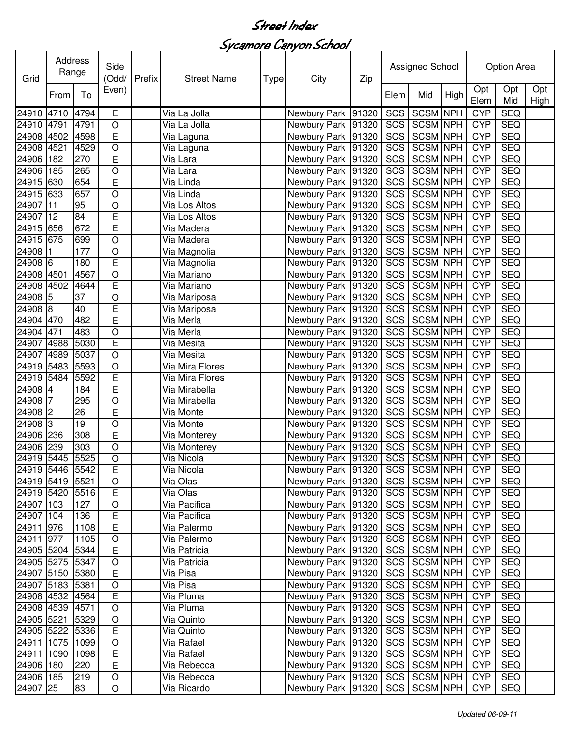# Street Index

## Sycamore Canyon School

| Grid | Address Range | | Side (Odd/ Even) | Prefix | Street Name | Type | City | Zip | Assigned School | | | Option Area | | |
|---|---|---|---|---|---|---|---|---|---|---|---|---|---|---|
| | From | To | | | | | | | Elem | Mid | High | Opt Elem | Opt Mid | Opt High |
| 24910 | 4710 | 4794 | E | | Via La Jolla | | Newbury Park | 91320 | SCS | SCSM | NPH | CYP | SEQ | |
| 24910 | 4791 | 4791 | O | | Via La Jolla | | Newbury Park | 91320 | SCS | SCSM | NPH | CYP | SEQ | |
| 24908 | 4502 | 4598 | E | | Via Laguna | | Newbury Park | 91320 | SCS | SCSM | NPH | CYP | SEQ | |
| 24908 | 4521 | 4529 | O | | Via Laguna | | Newbury Park | 91320 | SCS | SCSM | NPH | CYP | SEQ | |
| 24906 | 182 | 270 | E | | Via Lara | | Newbury Park | 91320 | SCS | SCSM | NPH | CYP | SEQ | |
| 24906 | 185 | 265 | O | | Via Lara | | Newbury Park | 91320 | SCS | SCSM | NPH | CYP | SEQ | |
| 24915 | 630 | 654 | E | | Via Linda | | Newbury Park | 91320 | SCS | SCSM | NPH | CYP | SEQ | |
| 24915 | 633 | 657 | O | | Via Linda | | Newbury Park | 91320 | SCS | SCSM | NPH | CYP | SEQ | |
| 24907 | 11 | 95 | O | | Via Los Altos | | Newbury Park | 91320 | SCS | SCSM | NPH | CYP | SEQ | |
| 24907 | 12 | 84 | E | | Via Los Altos | | Newbury Park | 91320 | SCS | SCSM | NPH | CYP | SEQ | |
| 24915 | 656 | 672 | E | | Via Madera | | Newbury Park | 91320 | SCS | SCSM | NPH | CYP | SEQ | |
| 24915 | 675 | 699 | O | | Via Madera | | Newbury Park | 91320 | SCS | SCSM | NPH | CYP | SEQ | |
| 24908 | 1 | 177 | O | | Via Magnolia | | Newbury Park | 91320 | SCS | SCSM | NPH | CYP | SEQ | |
| 24908 | 6 | 180 | E | | Via Magnolia | | Newbury Park | 91320 | SCS | SCSM | NPH | CYP | SEQ | |
| 24908 | 4501 | 4567 | O | | Via Mariano | | Newbury Park | 91320 | SCS | SCSM | NPH | CYP | SEQ | |
| 24908 | 4502 | 4644 | E | | Via Mariano | | Newbury Park | 91320 | SCS | SCSM | NPH | CYP | SEQ | |
| 24908 | 5 | 37 | O | | Via Mariposa | | Newbury Park | 91320 | SCS | SCSM | NPH | CYP | SEQ | |
| 24908 | 8 | 40 | E | | Via Mariposa | | Newbury Park | 91320 | SCS | SCSM | NPH | CYP | SEQ | |
| 24904 | 470 | 482 | E | | Via Merla | | Newbury Park | 91320 | SCS | SCSM | NPH | CYP | SEQ | |
| 24904 | 471 | 483 | O | | Via Merla | | Newbury Park | 91320 | SCS | SCSM | NPH | CYP | SEQ | |
| 24907 | 4988 | 5030 | E | | Via Mesita | | Newbury Park | 91320 | SCS | SCSM | NPH | CYP | SEQ | |
| 24907 | 4989 | 5037 | O | | Via Mesita | | Newbury Park | 91320 | SCS | SCSM | NPH | CYP | SEQ | |
| 24919 | 5483 | 5593 | O | | Via Mira Flores | | Newbury Park | 91320 | SCS | SCSM | NPH | CYP | SEQ | |
| 24919 | 5484 | 5592 | E | | Via Mira Flores | | Newbury Park | 91320 | SCS | SCSM | NPH | CYP | SEQ | |
| 24908 | 4 | 184 | E | | Via Mirabella | | Newbury Park | 91320 | SCS | SCSM | NPH | CYP | SEQ | |
| 24908 | 7 | 295 | O | | Via Mirabella | | Newbury Park | 91320 | SCS | SCSM | NPH | CYP | SEQ | |
| 24908 | 2 | 26 | E | | Via Monte | | Newbury Park | 91320 | SCS | SCSM | NPH | CYP | SEQ | |
| 24908 | 3 | 19 | O | | Via Monte | | Newbury Park | 91320 | SCS | SCSM | NPH | CYP | SEQ | |
| 24906 | 236 | 308 | E | | Via Monterey | | Newbury Park | 91320 | SCS | SCSM | NPH | CYP | SEQ | |
| 24906 | 239 | 303 | O | | Via Monterey | | Newbury Park | 91320 | SCS | SCSM | NPH | CYP | SEQ | |
| 24919 | 5445 | 5525 | O | | Via Nicola | | Newbury Park | 91320 | SCS | SCSM | NPH | CYP | SEQ | |
| 24919 | 5446 | 5542 | E | | Via Nicola | | Newbury Park | 91320 | SCS | SCSM | NPH | CYP | SEQ | |
| 24919 | 5419 | 5521 | O | | Via Olas | | Newbury Park | 91320 | SCS | SCSM | NPH | CYP | SEQ | |
| 24919 | 5420 | 5516 | E | | Via Olas | | Newbury Park | 91320 | SCS | SCSM | NPH | CYP | SEQ | |
| 24907 | 103 | 127 | O | | Via Pacifica | | Newbury Park | 91320 | SCS | SCSM | NPH | CYP | SEQ | |
| 24907 | 104 | 136 | E | | Via Pacifica | | Newbury Park | 91320 | SCS | SCSM | NPH | CYP | SEQ | |
| 24911 | 976 | 1108 | E | | Via Palermo | | Newbury Park | 91320 | SCS | SCSM | NPH | CYP | SEQ | |
| 24911 | 977 | 1105 | O | | Via Palermo | | Newbury Park | 91320 | SCS | SCSM | NPH | CYP | SEQ | |
| 24905 | 5204 | 5344 | E | | Via Patricia | | Newbury Park | 91320 | SCS | SCSM | NPH | CYP | SEQ | |
| 24905 | 5275 | 5347 | O | | Via Patricia | | Newbury Park | 91320 | SCS | SCSM | NPH | CYP | SEQ | |
| 24907 | 5150 | 5380 | E | | Via Pisa | | Newbury Park | 91320 | SCS | SCSM | NPH | CYP | SEQ | |
| 24907 | 5183 | 5381 | O | | Via Pisa | | Newbury Park | 91320 | SCS | SCSM | NPH | CYP | SEQ | |
| 24908 | 4532 | 4564 | E | | Via Pluma | | Newbury Park | 91320 | SCS | SCSM | NPH | CYP | SEQ | |
| 24908 | 4539 | 4571 | O | | Via Pluma | | Newbury Park | 91320 | SCS | SCSM | NPH | CYP | SEQ | |
| 24905 | 5221 | 5329 | O | | Via Quinto | | Newbury Park | 91320 | SCS | SCSM | NPH | CYP | SEQ | |
| 24905 | 5222 | 5336 | E | | Via Quinto | | Newbury Park | 91320 | SCS | SCSM | NPH | CYP | SEQ | |
| 24911 | 1075 | 1099 | O | | Via Rafael | | Newbury Park | 91320 | SCS | SCSM | NPH | CYP | SEQ | |
| 24911 | 1090 | 1098 | E | | Via Rafael | | Newbury Park | 91320 | SCS | SCSM | NPH | CYP | SEQ | |
| 24906 | 180 | 220 | E | | Via Rebecca | | Newbury Park | 91320 | SCS | SCSM | NPH | CYP | SEQ | |
| 24906 | 185 | 219 | O | | Via Rebecca | | Newbury Park | 91320 | SCS | SCSM | NPH | CYP | SEQ | |
| 24907 | 25 | 83 | O | | Via Ricardo | | Newbury Park | 91320 | SCS | SCSM | NPH | CYP | SEQ | |

*Updated 06-09-11*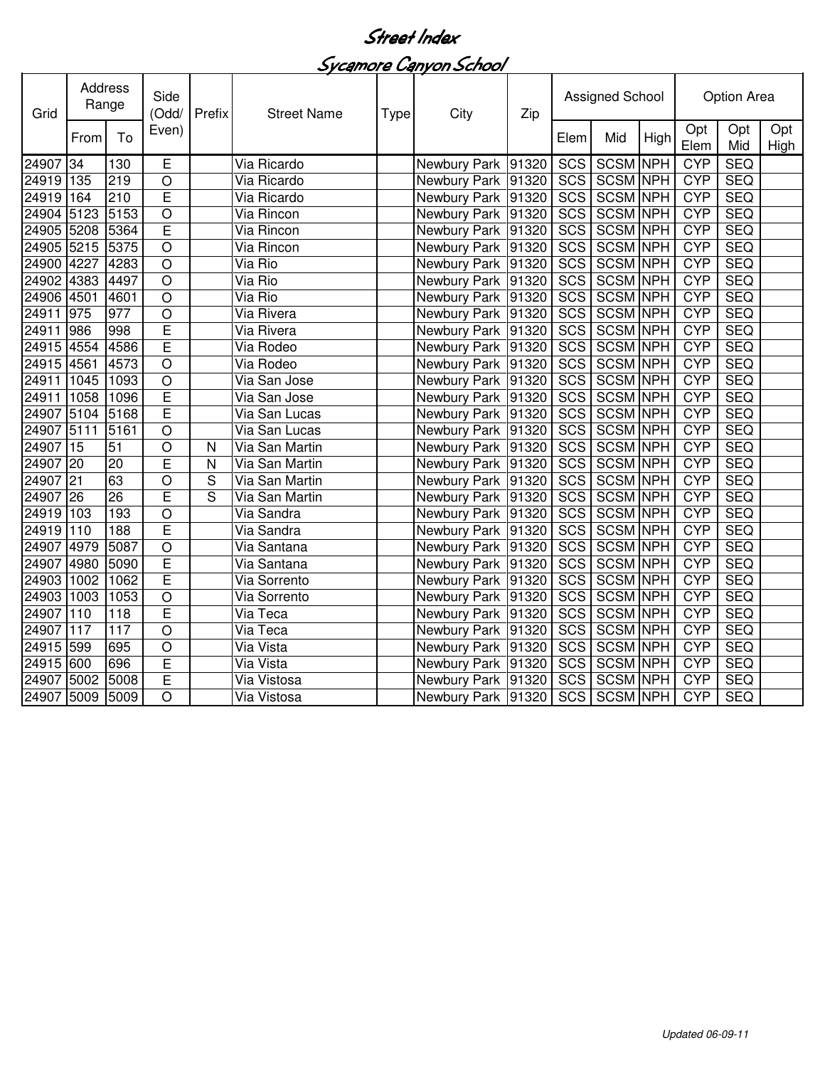# Street Index

## Sycamore Canyon School

| Grid | Address Range | | Side (Odd/ Even) | Prefix | Street Name | Type | City | Zip | Assigned School | | | Option Area | | |
|---|---|---|---|---|---|---|---|---|---|---|---|---|---|---|
| | From | To | | | | | | | Elem | Mid | High | Opt Elem | Opt Mid | Opt High |
| 24907 | 34 | 130 | E | | Via Ricardo | | Newbury Park | 91320 | SCS | SCSM | NPH | CYP | SEQ | |
| 24919 | 135 | 219 | O | | Via Ricardo | | Newbury Park | 91320 | SCS | SCSM | NPH | CYP | SEQ | |
| 24919 | 164 | 210 | E | | Via Ricardo | | Newbury Park | 91320 | SCS | SCSM | NPH | CYP | SEQ | |
| 24904 | 5123 | 5153 | O | | Via Rincon | | Newbury Park | 91320 | SCS | SCSM | NPH | CYP | SEQ | |
| 24905 | 5208 | 5364 | E | | Via Rincon | | Newbury Park | 91320 | SCS | SCSM | NPH | CYP | SEQ | |
| 24905 | 5215 | 5375 | O | | Via Rincon | | Newbury Park | 91320 | SCS | SCSM | NPH | CYP | SEQ | |
| 24900 | 4227 | 4283 | O | | Via Rio | | Newbury Park | 91320 | SCS | SCSM | NPH | CYP | SEQ | |
| 24902 | 4383 | 4497 | O | | Via Rio | | Newbury Park | 91320 | SCS | SCSM | NPH | CYP | SEQ | |
| 24906 | 4501 | 4601 | O | | Via Rio | | Newbury Park | 91320 | SCS | SCSM | NPH | CYP | SEQ | |
| 24911 | 975 | 977 | O | | Via Rivera | | Newbury Park | 91320 | SCS | SCSM | NPH | CYP | SEQ | |
| 24911 | 986 | 998 | E | | Via Rivera | | Newbury Park | 91320 | SCS | SCSM | NPH | CYP | SEQ | |
| 24915 | 4554 | 4586 | E | | Via Rodeo | | Newbury Park | 91320 | SCS | SCSM | NPH | CYP | SEQ | |
| 24915 | 4561 | 4573 | O | | Via Rodeo | | Newbury Park | 91320 | SCS | SCSM | NPH | CYP | SEQ | |
| 24911 | 1045 | 1093 | O | | Via San Jose | | Newbury Park | 91320 | SCS | SCSM | NPH | CYP | SEQ | |
| 24911 | 1058 | 1096 | E | | Via San Jose | | Newbury Park | 91320 | SCS | SCSM | NPH | CYP | SEQ | |
| 24907 | 5104 | 5168 | E | | Via San Lucas | | Newbury Park | 91320 | SCS | SCSM | NPH | CYP | SEQ | |
| 24907 | 5111 | 5161 | O | | Via San Lucas | | Newbury Park | 91320 | SCS | SCSM | NPH | CYP | SEQ | |
| 24907 | 15 | 51 | O | N | Via San Martin | | Newbury Park | 91320 | SCS | SCSM | NPH | CYP | SEQ | |
| 24907 | 20 | 20 | E | N | Via San Martin | | Newbury Park | 91320 | SCS | SCSM | NPH | CYP | SEQ | |
| 24907 | 21 | 63 | O | S | Via San Martin | | Newbury Park | 91320 | SCS | SCSM | NPH | CYP | SEQ | |
| 24907 | 26 | 26 | E | S | Via San Martin | | Newbury Park | 91320 | SCS | SCSM | NPH | CYP | SEQ | |
| 24919 | 103 | 193 | O | | Via Sandra | | Newbury Park | 91320 | SCS | SCSM | NPH | CYP | SEQ | |
| 24919 | 110 | 188 | E | | Via Sandra | | Newbury Park | 91320 | SCS | SCSM | NPH | CYP | SEQ | |
| 24907 | 4979 | 5087 | O | | Via Santana | | Newbury Park | 91320 | SCS | SCSM | NPH | CYP | SEQ | |
| 24907 | 4980 | 5090 | E | | Via Santana | | Newbury Park | 91320 | SCS | SCSM | NPH | CYP | SEQ | |
| 24903 | 1002 | 1062 | E | | Via Sorrento | | Newbury Park | 91320 | SCS | SCSM | NPH | CYP | SEQ | |
| 24903 | 1003 | 1053 | O | | Via Sorrento | | Newbury Park | 91320 | SCS | SCSM | NPH | CYP | SEQ | |
| 24907 | 110 | 118 | E | | Via Teca | | Newbury Park | 91320 | SCS | SCSM | NPH | CYP | SEQ | |
| 24907 | 117 | 117 | O | | Via Teca | | Newbury Park | 91320 | SCS | SCSM | NPH | CYP | SEQ | |
| 24915 | 599 | 695 | O | | Via Vista | | Newbury Park | 91320 | SCS | SCSM | NPH | CYP | SEQ | |
| 24915 | 600 | 696 | E | | Via Vista | | Newbury Park | 91320 | SCS | SCSM | NPH | CYP | SEQ | |
| 24907 | 5002 | 5008 | E | | Via Vistosa | | Newbury Park | 91320 | SCS | SCSM | NPH | CYP | SEQ | |
| 24907 | 5009 | 5009 | O | | Via Vistosa | | Newbury Park | 91320 | SCS | SCSM | NPH | CYP | SEQ | |

*Updated 06-09-11*